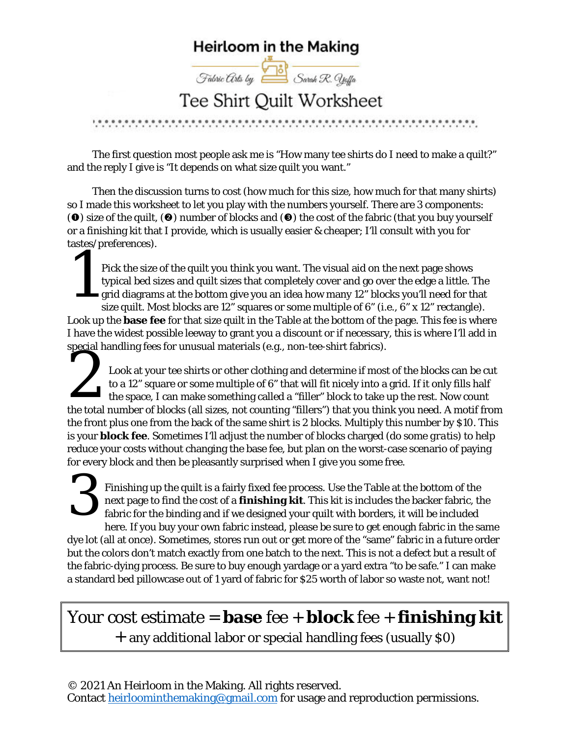# Heirloom in the Making

Fabric Arts by Sarah R. Yoffa

## Tee Shirt Quilt Worksheet

The first question most people ask me is "How many tee shirts do I need to make a quilt?" and the reply I give is "It depends on what size quilt you want."

Then the discussion turns to cost (how much for this size, how much for that many shirts) so I made this worksheet to let you play with the numbers yourself. There are 3 components: (❶) size of the quilt, (❷) number of blocks and (❸) the cost of the fabric (that you buy yourself or a finishing kit that I provide, which is usually easier & cheaper; I'll consult with you for tastes/preferences).

**1** Pick the size of the quilt you think you want. The visual aid on the next page shows typical bed sizes and quilt sizes that completely cover and go over the edge a little. The grid diagrams at the bottom give you an idea how many 12" blocks you'll need for that size quilt. Most blocks are 12" squares or some multiple of 6" (i.e., 6" x 12" rectangle). Look up the **base fee** for that size quilt in the Table at the bottom of the page. This fee is where I have the widest possible leeway to grant you a discount or if necessary, this is where I'll add in special handling fees for unusual materials (e.g., non-tee-shirt fabrics).

**2** Look at your tee shirts or other clothing and determine if most of the blocks can be cut to a 12" square or some multiple of 6" that will fit nicely into a grid. If it only fills half the space, I can make something called a "filler" block to take up the rest. Now count the total number of blocks (all sizes, not counting "fillers") that you think you need. A motif from the front plus one from the back of the same shirt is 2 blocks. Multiply this number by $10. This is your **block fee**. Sometimes I'll adjust the number of blocks charged (do some *gratis*) to help reduce your costs without changing the base fee, but plan on the worst-case scenario of paying for every block and then be pleasantly surprised when I give you some free.

**3** Finishing up the quilt is a fairly fixed fee process. Use the Table at the bottom of the next page to find the cost of a **finishing kit**. This kit is includes the backer fabric, the fabric for the binding and if we designed your quilt with borders, it will be included here. If you buy your own fabric instead, please be sure to get enough fabric in the same dye lot (all at once). Sometimes, stores run out or get more of the "same" fabric in a future order but the colors don't match exactly from one batch to the next. This is not a defect but a result of the fabric-dying process. Be sure to buy enough yardage or a yard extra "to be safe." I can make a standard bed pillowcase out of 1 yard of fabric for $25 worth of labor so waste not, want not!

> Your cost estimate = **base** fee + **block** fee + **finishing kit** + any additional labor or special handling fees (usually $0)

© 2021 An Heirloom in the Making. All rights reserved.
Contact heirloominthemaking@gmail.com for usage and reproduction permissions.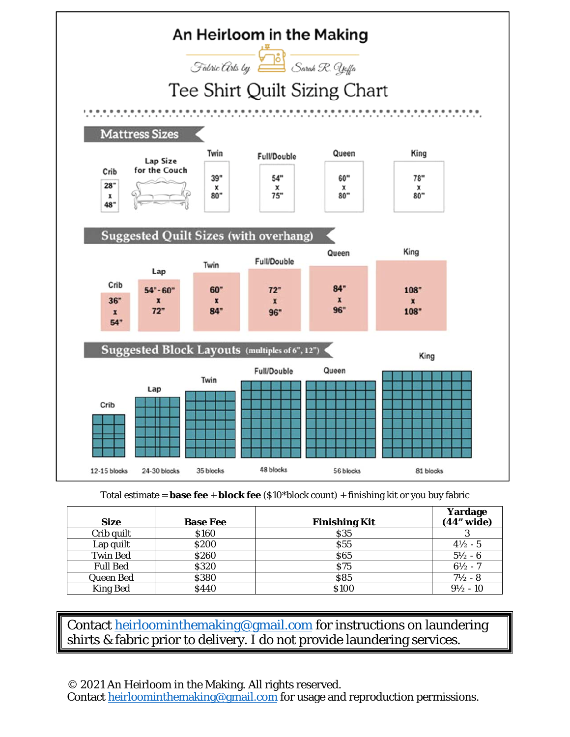# An Heirloom in the Making

Fabric Arts by Sarah R. Yoffa

## Tee Shirt Quilt Sizing Chart

### Mattress Sizes

Crib
28"
x
48"

Lap Size for the Couch

Twin
39"
x
80"

Full/Double
54"
x
75"

Queen
60"
x
80"

King
78"
x
80"

### Suggested Quilt Sizes (with overhang)

Crib
36"
x
54"

Lap
54"-60"
x
72"

Twin
60"
x
84"

Full/Double
72"
x
96"

Queen
84"
x
96"

King
108"
x
108"

### Suggested Block Layouts (multiples of 6", 12")

Crib
12-15 blocks

Lap
24-30 blocks

Twin
35 blocks

Full/Double
48 blocks

Queen
56 blocks

King
81 blocks

Total estimate = **base fee** + **block fee** ($10*block count) + finishing kit or you buy fabric

| Size | Base Fee | Finishing Kit | Yardage (44" wide) |
|---|---|---|---|
| Crib quilt | $160 | $35 | 3 |
| Lap quilt | $200 | $55 | 4½ - 5 |
| Twin Bed | $260 | $65 | 5½ - 6 |
| Full Bed | $320 | $75 | 6½ - 7 |
| Queen Bed | $380 | $85 | 7½ - 8 |
| King Bed | $440 | $100 | 9½ - 10 |

Contact heirloominthemaking@gmail.com for instructions on laundering shirts & fabric prior to delivery. I do not provide laundering services.

© 2021 An Heirloom in the Making. All rights reserved.
Contact heirloominthemaking@gmail.com for usage and reproduction permissions.